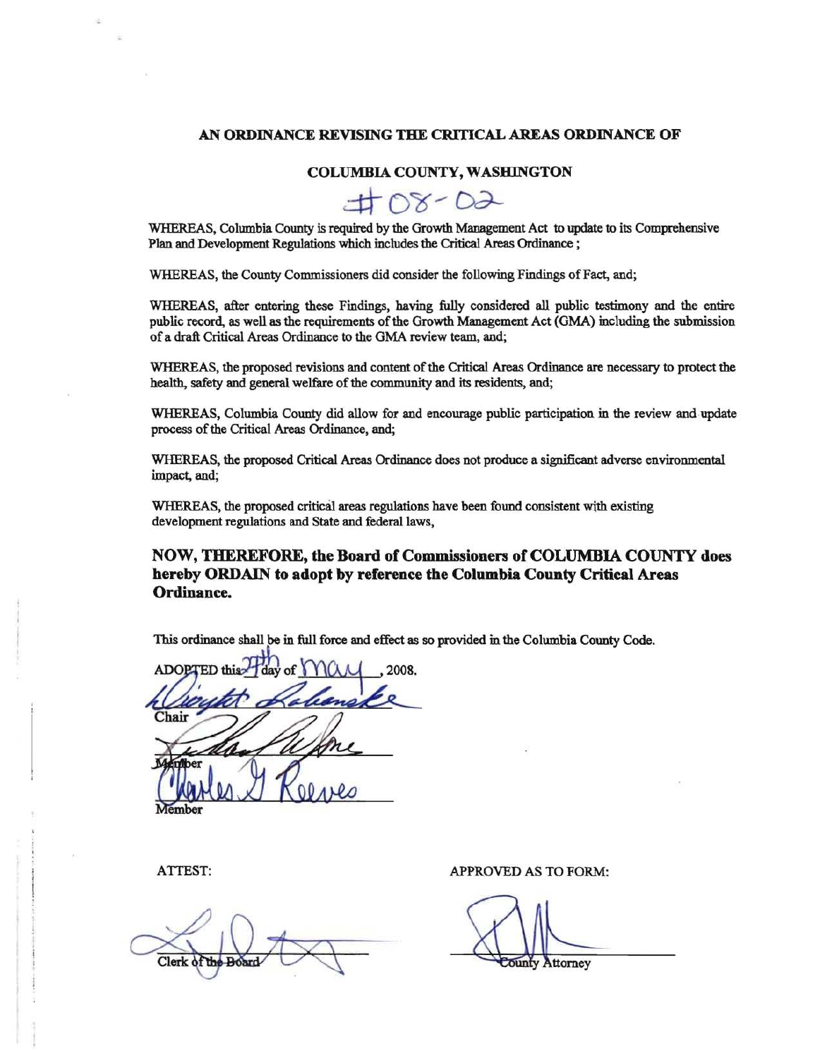## AN ORDINANCE REVISING THE CRITICAL AREAS ORDINANCE OF

## COLUMBIA COUNTY, WASHINGTON

#08-02

WHEREAS, Columbia County is required by the Growth Management Act to update to its Comprehensive Plan and Development Regulations which includes the Critical Areas Ordinance ;

WHEREAS, the County Commissioners did consider the following Findings of Fact, and;

WHEREAS, after entering these Findings, having fully considered all public testimony and the entire public record, as well as the requirements of the Growth Management Act (GMA) including the submission of a draft Critical Areas Ordinance to the GMA review team, and;

WHEREAS, the proposed revisions and content of the Critical Areas Ordinance are necessary to protect the health, safety and general welfare of the community and its residents, and;

WHEREAS, Columbia County did allow for and encourage public participation in the review and update process of the Critical Areas Ordinance, and;

WHEREAS, the proposed Critical Areas Ordinance does not produce a significant adverse environmental impact, and;

WHEREAS, the proposed critical areas regulations have been found consistent with existing development regulations and State and federal laws,

**NOW, THEREFORE, the Board of Commissioners of COLUMBIA COUNTY does hereby ORDAIN to adopt by reference the Columbia County Critical Areas Ordinance.**

This ordinance shall be in full force and effect as so provided in the Columbia County Code.

ADOPTED this 27th day of May, 2008.

Dwight Robanske
Chair

Member

Charles G Reeves
Member

ATTEST:

Clerk of the Board

APPROVED AS TO FORM:

County Attorney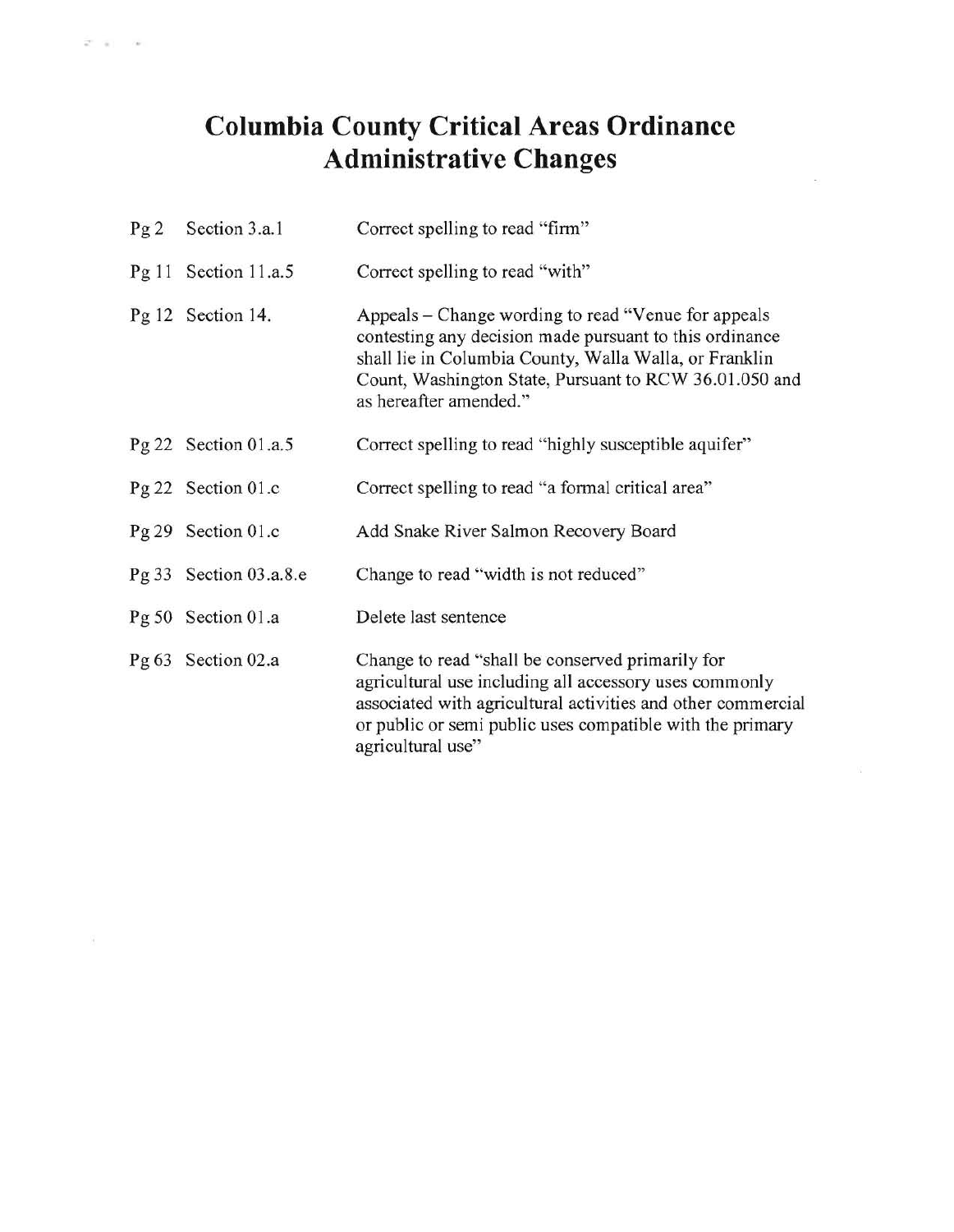# Columbia County Critical Areas Ordinance
# Administrative Changes

| | | |
|---|---|---|
| Pg 2 | Section 3.a.1 | Correct spelling to read "firm" |
| Pg 11 | Section 11.a.5 | Correct spelling to read "with" |
| Pg 12 | Section 14. | Appeals – Change wording to read "Venue for appeals contesting any decision made pursuant to this ordinance shall lie in Columbia County, Walla Walla, or Franklin Count, Washington State, Pursuant to RCW 36.01.050 and as hereafter amended." |
| Pg 22 | Section 01.a.5 | Correct spelling to read "highly susceptible aquifer" |
| Pg 22 | Section 01.c | Correct spelling to read "a formal critical area" |
| Pg 29 | Section 01.c | Add Snake River Salmon Recovery Board |
| Pg 33 | Section 03.a.8.e | Change to read "width is not reduced" |
| Pg 50 | Section 01.a | Delete last sentence |
| Pg 63 | Section 02.a | Change to read "shall be conserved primarily for agricultural use including all accessory uses commonly associated with agricultural activities and other commercial or public or semi public uses compatible with the primary agricultural use" |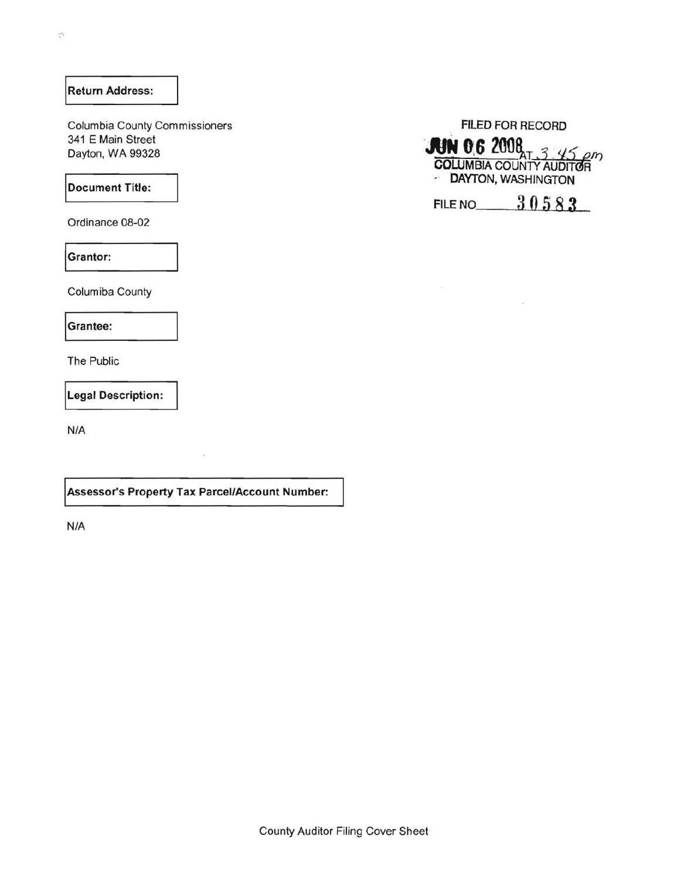**Return Address:**

Columbia County Commissioners
341 E Main Street
Dayton, WA 99328

FILED FOR RECORD
JUN 06 2008 AT 3:45 pm
COLUMBIA COUNTY AUDITOR
DAYTON, WASHINGTON

FILE NO 30583

**Document Title:**

Ordinance 08-02

**Grantor:**

Columiba County

**Grantee:**

The Public

**Legal Description:**

N/A

**Assessor's Property Tax Parcel/Account Number:**

N/A

County Auditor Filing Cover Sheet